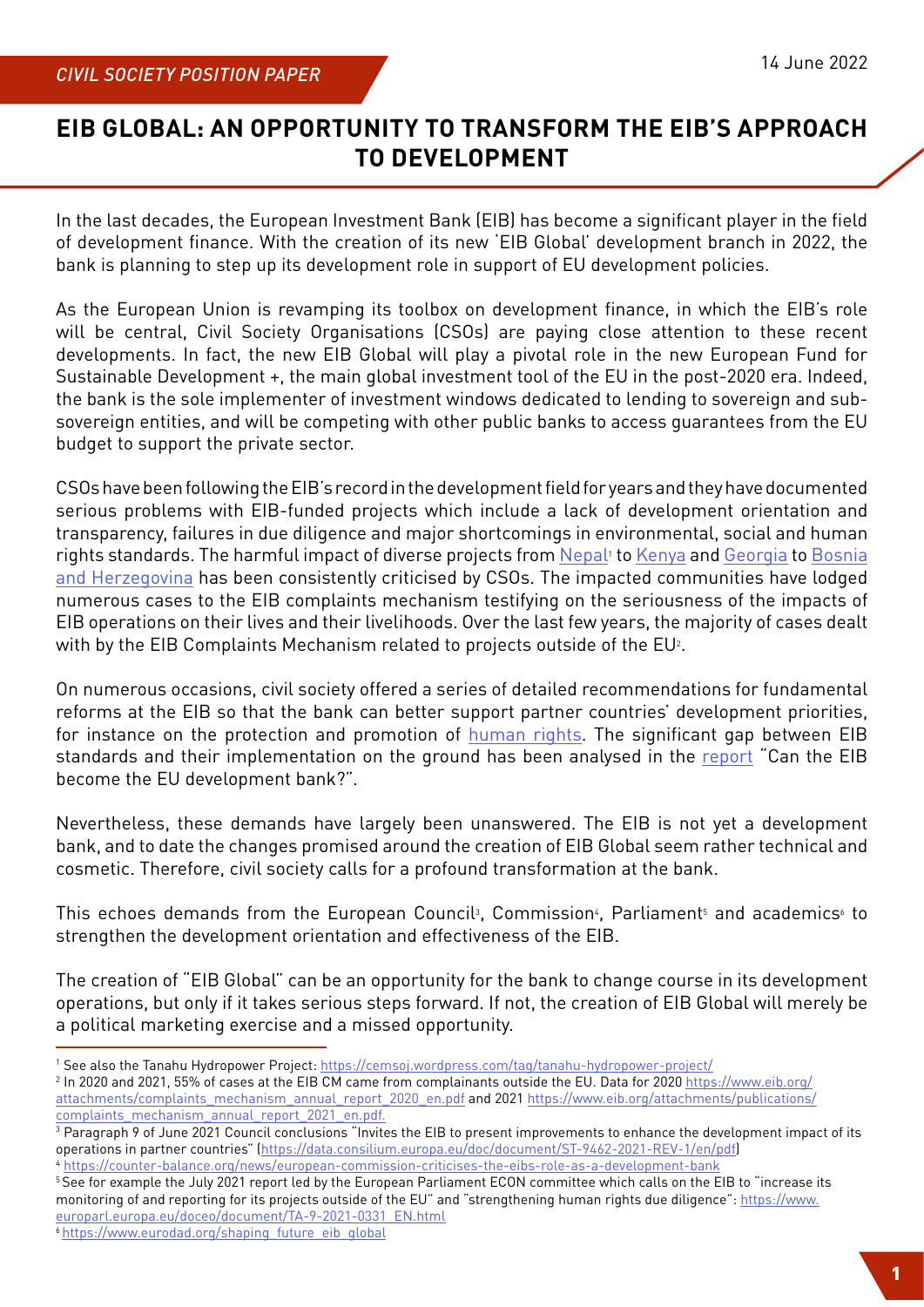*CIVIL SOCIETY POSITION PAPER*

14 June 2022

# EIB GLOBAL: AN OPPORTUNITY TO TRANSFORM THE EIB'S APPROACH TO DEVELOPMENT

In the last decades, the European Investment Bank (EIB) has become a significant player in the field of development finance. With the creation of its new 'EIB Global' development branch in 2022, the bank is planning to step up its development role in support of EU development policies.

As the European Union is revamping its toolbox on development finance, in which the EIB's role will be central, Civil Society Organisations (CSOs) are paying close attention to these recent developments. In fact, the new EIB Global will play a pivotal role in the new European Fund for Sustainable Development +, the main global investment tool of the EU in the post-2020 era. Indeed, the bank is the sole implementer of investment windows dedicated to lending to sovereign and sub-sovereign entities, and will be competing with other public banks to access guarantees from the EU budget to support the private sector.

CSOs have been following the EIB's record in the development field for years and they have documented serious problems with EIB-funded projects which include a lack of development orientation and transparency, failures in due diligence and major shortcomings in environmental, social and human rights standards. The harmful impact of diverse projects from Nepal[1] to Kenya and Georgia to Bosnia and Herzegovina has been consistently criticised by CSOs. The impacted communities have lodged numerous cases to the EIB complaints mechanism testifying on the seriousness of the impacts of EIB operations on their lives and their livelihoods. Over the last few years, the majority of cases dealt with by the EIB Complaints Mechanism related to projects outside of the EU[2].

On numerous occasions, civil society offered a series of detailed recommendations for fundamental reforms at the EIB so that the bank can better support partner countries' development priorities, for instance on the protection and promotion of human rights. The significant gap between EIB standards and their implementation on the ground has been analysed in the report "Can the EIB become the EU development bank?".

Nevertheless, these demands have largely been unanswered. The EIB is not yet a development bank, and to date the changes promised around the creation of EIB Global seem rather technical and cosmetic. Therefore, civil society calls for a profound transformation at the bank.

This echoes demands from the European Council[3], Commission[4], Parliament[5] and academics[6] to strengthen the development orientation and effectiveness of the EIB.

The creation of "EIB Global" can be an opportunity for the bank to change course in its development operations, but only if it takes serious steps forward. If not, the creation of EIB Global will merely be a political marketing exercise and a missed opportunity.

---

[1] See also the Tanahu Hydropower Project: https://cemsoj.wordpress.com/tag/tanahu-hydropower-project/

[2] In 2020 and 2021, 55% of cases at the EIB CM came from complainants outside the EU. Data for 2020 https://www.eib.org/attachments/complaints_mechanism_annual_report_2020_en.pdf and 2021 https://www.eib.org/attachments/publications/complaints_mechanism_annual_report_2021_en.pdf.

[3] Paragraph 9 of June 2021 Council conclusions "Invites the EIB to present improvements to enhance the development impact of its operations in partner countries" (https://data.consilium.europa.eu/doc/document/ST-9462-2021-REV-1/en/pdf)

[4] https://counter-balance.org/news/european-commission-criticises-the-eibs-role-as-a-development-bank

[5] See for example the July 2021 report led by the European Parliament ECON committee which calls on the EIB to "increase its monitoring of and reporting for its projects outside of the EU" and "strengthening human rights due diligence": https://www.europarl.europa.eu/doceo/document/TA-9-2021-0331_EN.html

[6] https://www.eurodad.org/shaping_future_eib_global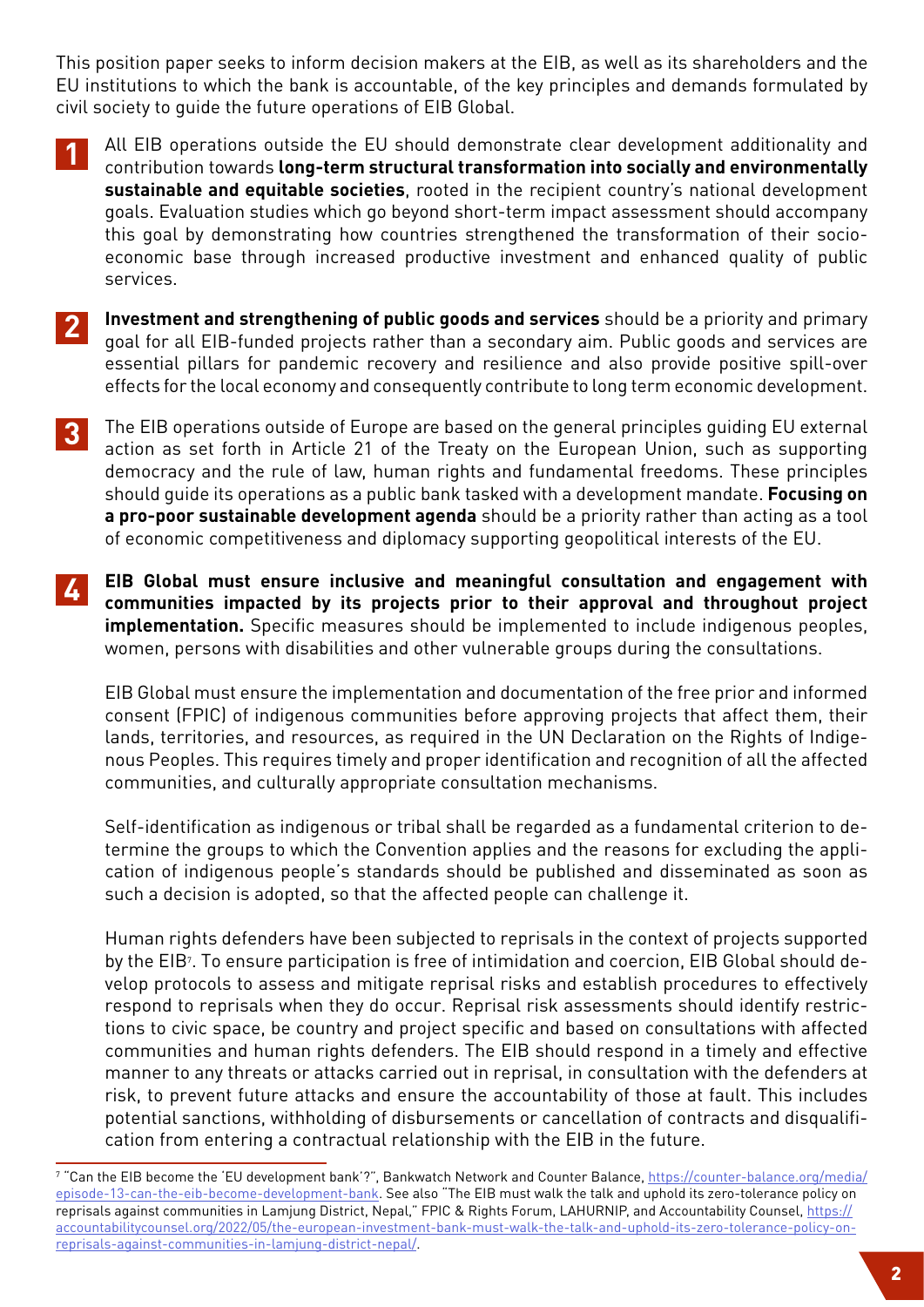This position paper seeks to inform decision makers at the EIB, as well as its shareholders and the EU institutions to which the bank is accountable, of the key principles and demands formulated by civil society to guide the future operations of EIB Global.

1. All EIB operations outside the EU should demonstrate clear development additionality and contribution towards **long-term structural transformation into socially and environmentally sustainable and equitable societies**, rooted in the recipient country's national development goals. Evaluation studies which go beyond short-term impact assessment should accompany this goal by demonstrating how countries strengthened the transformation of their socio-economic base through increased productive investment and enhanced quality of public services.

2. **Investment and strengthening of public goods and services** should be a priority and primary goal for all EIB-funded projects rather than a secondary aim. Public goods and services are essential pillars for pandemic recovery and resilience and also provide positive spill-over effects for the local economy and consequently contribute to long term economic development.

3. The EIB operations outside of Europe are based on the general principles guiding EU external action as set forth in Article 21 of the Treaty on the European Union, such as supporting democracy and the rule of law, human rights and fundamental freedoms. These principles should guide its operations as a public bank tasked with a development mandate. **Focusing on a pro-poor sustainable development agenda** should be a priority rather than acting as a tool of economic competitiveness and diplomacy supporting geopolitical interests of the EU.

4. **EIB Global must ensure inclusive and meaningful consultation and engagement with communities impacted by its projects prior to their approval and throughout project implementation.** Specific measures should be implemented to include indigenous peoples, women, persons with disabilities and other vulnerable groups during the consultations.

   EIB Global must ensure the implementation and documentation of the free prior and informed consent (FPIC) of indigenous communities before approving projects that affect them, their lands, territories, and resources, as required in the UN Declaration on the Rights of Indigenous Peoples. This requires timely and proper identification and recognition of all the affected communities, and culturally appropriate consultation mechanisms.

   Self-identification as indigenous or tribal shall be regarded as a fundamental criterion to determine the groups to which the Convention applies and the reasons for excluding the application of indigenous people's standards should be published and disseminated as soon as such a decision is adopted, so that the affected people can challenge it.

   Human rights defenders have been subjected to reprisals in the context of projects supported by the EIB[7]. To ensure participation is free of intimidation and coercion, EIB Global should develop protocols to assess and mitigate reprisal risks and establish procedures to effectively respond to reprisals when they do occur. Reprisal risk assessments should identify restrictions to civic space, be country and project specific and based on consultations with affected communities and human rights defenders. The EIB should respond in a timely and effective manner to any threats or attacks carried out in reprisal, in consultation with the defenders at risk, to prevent future attacks and ensure the accountability of those at fault. This includes potential sanctions, withholding of disbursements or cancellation of contracts and disqualification from entering a contractual relationship with the EIB in the future.

---

[7] "Can the EIB become the 'EU development bank'?", Bankwatch Network and Counter Balance, https://counter-balance.org/media/episode-13-can-the-eib-become-development-bank. See also "The EIB must walk the talk and uphold its zero-tolerance policy on reprisals against communities in Lamjung District, Nepal," FPIC & Rights Forum, LAHURNIP, and Accountability Counsel, https://accountabilitycounsel.org/2022/05/the-european-investment-bank-must-walk-the-talk-and-uphold-its-zero-tolerance-policy-on-reprisals-against-communities-in-lamjung-district-nepal/.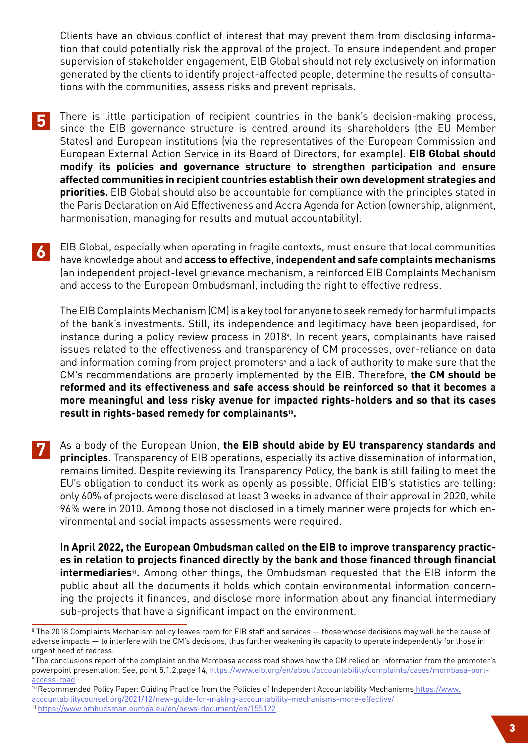Clients have an obvious conflict of interest that may prevent them from disclosing information that could potentially risk the approval of the project. To ensure independent and proper supervision of stakeholder engagement, ElB Global should not rely exclusively on information generated by the clients to identify project-affected people, determine the results of consultations with the communities, assess risks and prevent reprisals.

**5** There is little participation of recipient countries in the bank's decision-making process, since the EIB governance structure is centred around its shareholders (the EU Member States) and European institutions (via the representatives of the European Commission and European External Action Service in its Board of Directors, for example). **EIB Global should modify its policies and governance structure to strengthen participation and ensure affected communities in recipient countries establish their own development strategies and priorities.** EIB Global should also be accountable for compliance with the principles stated in the Paris Declaration on Aid Effectiveness and Accra Agenda for Action (ownership, alignment, harmonisation, managing for results and mutual accountability).

**6** EIB Global, especially when operating in fragile contexts, must ensure that local communities have knowledge about and **access to effective, independent and safe complaints mechanisms** (an independent project-level grievance mechanism, a reinforced EIB Complaints Mechanism and access to the European Ombudsman), including the right to effective redress.

The EIB Complaints Mechanism (CM) is a key tool for anyone to seek remedy for harmful impacts of the bank's investments. Still, its independence and legitimacy have been jeopardised, for instance during a policy review process in 2018[8]. In recent years, complainants have raised issues related to the effectiveness and transparency of CM processes, over-reliance on data and information coming from project promoters[9] and a lack of authority to make sure that the CM's recommendations are properly implemented by the EIB. Therefore, **the CM should be reformed and its effectiveness and safe access should be reinforced so that it becomes a more meaningful and less risky avenue for impacted rights-holders and so that its cases result in rights-based remedy for complainants[10].**

**7** As a body of the European Union, **the EIB should abide by EU transparency standards and principles**. Transparency of EIB operations, especially its active dissemination of information, remains limited. Despite reviewing its Transparency Policy, the bank is still failing to meet the EU's obligation to conduct its work as openly as possible. Official EIB's statistics are telling: only 60% of projects were disclosed at least 3 weeks in advance of their approval in 2020, while 96% were in 2010. Among those not disclosed in a timely manner were projects for which environmental and social impacts assessments were required.

**In April 2022, the European Ombudsman called on the EIB to improve transparency practices in relation to projects financed directly by the bank and those financed through financial intermediaries[11].** Among other things, the Ombudsman requested that the EIB inform the public about all the documents it holds which contain environmental information concerning the projects it finances, and disclose more information about any financial intermediary sub-projects that have a significant impact on the environment.

---

[8] The 2018 Complaints Mechanism policy leaves room for EIB staff and services — those whose decisions may well be the cause of adverse impacts — to interfere with the CM's decisions, thus further weakening its capacity to operate independently for those in urgent need of redress.

[9] The conclusions report of the complaint on the Mombasa access road shows how the CM relied on information from the promoter's powerpoint presentation; See, point 5.1.2,page 14, https://www.eib.org/en/about/accountability/complaints/cases/mombasa-port-access-road

[10] Recommended Policy Paper: Guiding Practice from the Policies of Independent Accountability Mechanisms https://www.accountabilitycounsel.org/2021/12/new-guide-for-making-accountability-mechanisms-more-effective/

[11] https://www.ombudsman.europa.eu/en/news-document/en/155122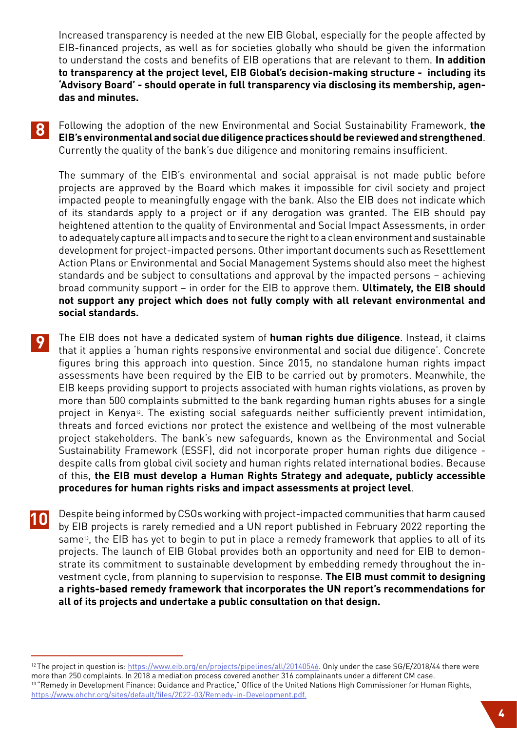Increased transparency is needed at the new EIB Global, especially for the people affected by EIB-financed projects, as well as for societies globally who should be given the information to understand the costs and benefits of EIB operations that are relevant to them. **In addition to transparency at the project level, EIB Global's decision-making structure - including its 'Advisory Board' - should operate in full transparency via disclosing its membership, agendas and minutes.**

**8** Following the adoption of the new Environmental and Social Sustainability Framework, **the EIB's environmental and social due diligence practices should be reviewed and strengthened**. Currently the quality of the bank's due diligence and monitoring remains insufficient.

The summary of the EIB's environmental and social appraisal is not made public before projects are approved by the Board which makes it impossible for civil society and project impacted people to meaningfully engage with the bank. Also the EIB does not indicate which of its standards apply to a project or if any derogation was granted. The EIB should pay heightened attention to the quality of Environmental and Social Impact Assessments, in order to adequately capture all impacts and to secure the right to a clean environment and sustainable development for project-impacted persons. Other important documents such as Resettlement Action Plans or Environmental and Social Management Systems should also meet the highest standards and be subject to consultations and approval by the impacted persons – achieving broad community support – in order for the EIB to approve them. **Ultimately, the EIB should not support any project which does not fully comply with all relevant environmental and social standards.**

**9** The EIB does not have a dedicated system of **human rights due diligence**. Instead, it claims that it applies a 'human rights responsive environmental and social due diligence'. Concrete figures bring this approach into question. Since 2015, no standalone human rights impact assessments have been required by the EIB to be carried out by promoters. Meanwhile, the EIB keeps providing support to projects associated with human rights violations, as proven by more than 500 complaints submitted to the bank regarding human rights abuses for a single project in Kenya[12]. The existing social safeguards neither sufficiently prevent intimidation, threats and forced evictions nor protect the existence and wellbeing of the most vulnerable project stakeholders. The bank's new safeguards, known as the Environmental and Social Sustainability Framework (ESSF), did not incorporate proper human rights due diligence - despite calls from global civil society and human rights related international bodies. Because of this, **the EIB must develop a Human Rights Strategy and adequate, publicly accessible procedures for human rights risks and impact assessments at project level**.

**10** Despite being informed by CSOs working with project-impacted communities that harm caused by EIB projects is rarely remedied and a UN report published in February 2022 reporting the same[13], the EIB has yet to begin to put in place a remedy framework that applies to all of its projects. The launch of EIB Global provides both an opportunity and need for EIB to demonstrate its commitment to sustainable development by embedding remedy throughout the investment cycle, from planning to supervision to response. **The EIB must commit to designing a rights-based remedy framework that incorporates the UN report's recommendations for all of its projects and undertake a public consultation on that design.**

---

[12] The project in question is: https://www.eib.org/en/projects/pipelines/all/20140546. Only under the case SG/E/2018/44 there were more than 250 complaints. In 2018 a mediation process covered another 316 complainants under a different CM case.

[13] "Remedy in Development Finance: Guidance and Practice," Office of the United Nations High Commissioner for Human Rights, https://www.ohchr.org/sites/default/files/2022-03/Remedy-in-Development.pdf.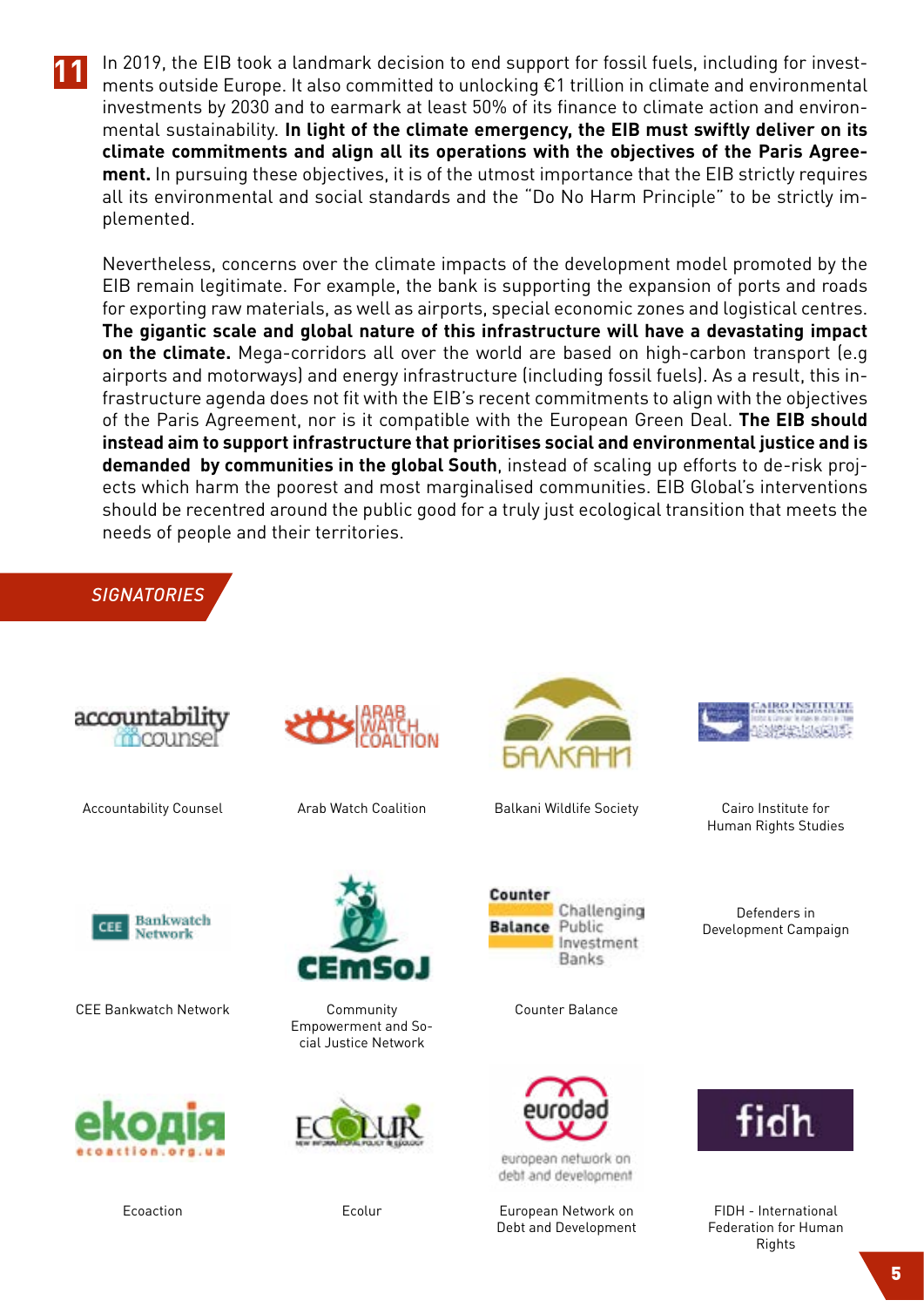**11** In 2019, the EIB took a landmark decision to end support for fossil fuels, including for investments outside Europe. It also committed to unlocking €1 trillion in climate and environmental investments by 2030 and to earmark at least 50% of its finance to climate action and environmental sustainability. **In light of the climate emergency, the EIB must swiftly deliver on its climate commitments and align all its operations with the objectives of the Paris Agreement.** In pursuing these objectives, it is of the utmost importance that the EIB strictly requires all its environmental and social standards and the "Do No Harm Principle" to be strictly implemented.

Nevertheless, concerns over the climate impacts of the development model promoted by the EIB remain legitimate. For example, the bank is supporting the expansion of ports and roads for exporting raw materials, as well as airports, special economic zones and logistical centres. **The gigantic scale and global nature of this infrastructure will have a devastating impact on the climate.** Mega-corridors all over the world are based on high-carbon transport (e.g airports and motorways) and energy infrastructure (including fossil fuels). As a result, this infrastructure agenda does not fit with the EIB's recent commitments to align with the objectives of the Paris Agreement, nor is it compatible with the European Green Deal. **The EIB should instead aim to support infrastructure that prioritises social and environmental justice and is demanded by communities in the global South**, instead of scaling up efforts to de-risk projects which harm the poorest and most marginalised communities. EIB Global's interventions should be recentred around the public good for a truly just ecological transition that meets the needs of people and their territories.

## *SIGNATORIES*

- Accountability Counsel
- Arab Watch Coalition
- Balkani Wildlife Society
- Cairo Institute for Human Rights Studies
- CEE Bankwatch Network
- Community Empowerment and Social Justice Network
- Counter Balance
- Defenders in Development Campaign
- Ecoaction
- Ecolur
- European Network on Debt and Development
- FIDH - International Federation for Human Rights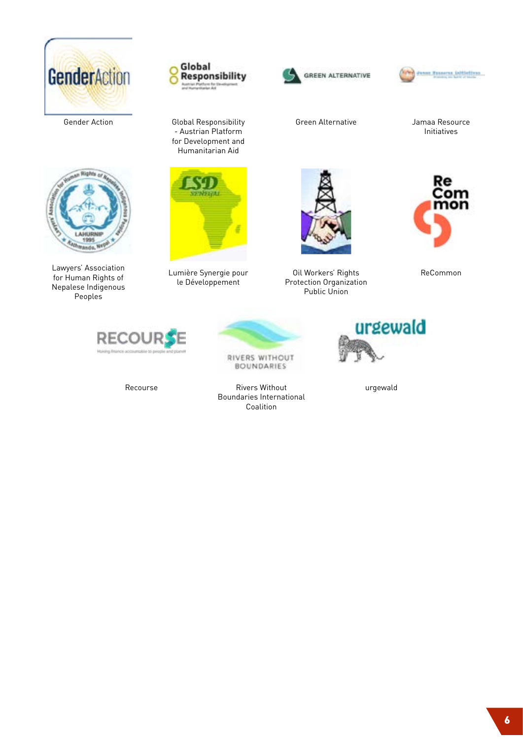Gender Action

Global Responsibility - Austrian Platform for Development and Humanitarian Aid

Green Alternative

Jamaa Resource Initiatives

Lawyers' Association for Human Rights of Nepalese Indigenous Peoples

Lumière Synergie pour le Développement

Oil Workers' Rights Protection Organization Public Union

ReCommon

Recourse

Rivers Without Boundaries International Coalition

urgewald